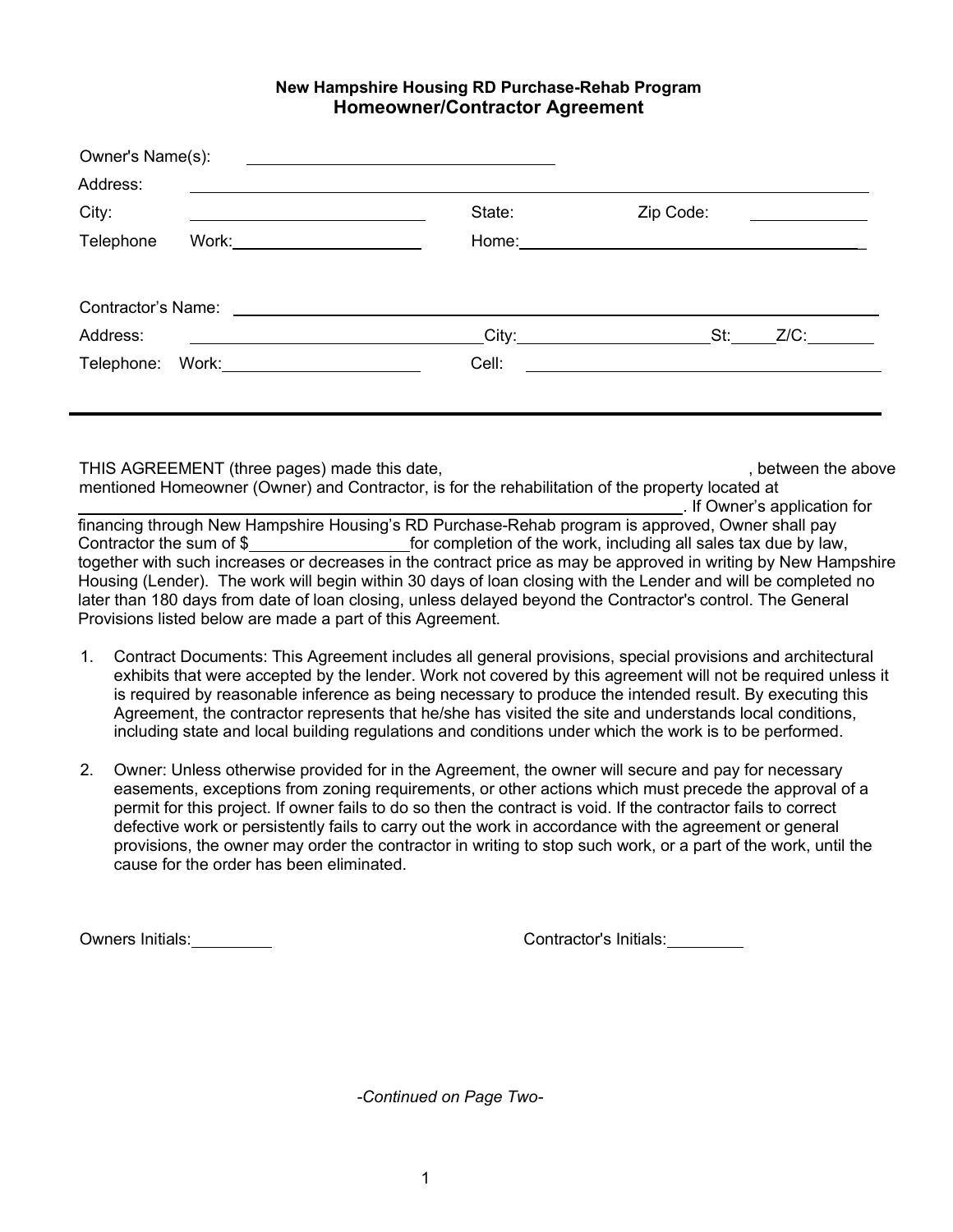**New Hampshire Housing RD Purchase-Rehab Program**
## Homeowner/Contractor Agreement

Owner's Name(s): ______________________________

Address: ______________________________________________________________

City: ________________________ State: __________ Zip Code: __________

Telephone Work: ____________________ Home: ________________________________

Contractor's Name: ______________________________________________________

Address: ____________________________ City: __________________ St: _____ Z/C: ________

Telephone: Work: ____________________ Cell: ________________________________

---

THIS AGREEMENT (three pages) made this date, ______________________________, between the above mentioned Homeowner (Owner) and Contractor, is for the rehabilitation of the property located at ______________________________________________________________. If Owner's application for financing through New Hampshire Housing's RD Purchase-Rehab program is approved, Owner shall pay Contractor the sum of $______________ for completion of the work, including all sales tax due by law, together with such increases or decreases in the contract price as may be approved in writing by New Hampshire Housing (Lender). The work will begin within 30 days of loan closing with the Lender and will be completed no later than 180 days from date of loan closing, unless delayed beyond the Contractor's control. The General Provisions listed below are made a part of this Agreement.

1. Contract Documents: This Agreement includes all general provisions, special provisions and architectural exhibits that were accepted by the lender. Work not covered by this agreement will not be required unless it is required by reasonable inference as being necessary to produce the intended result. By executing this Agreement, the contractor represents that he/she has visited the site and understands local conditions, including state and local building regulations and conditions under which the work is to be performed.

2. Owner: Unless otherwise provided for in the Agreement, the owner will secure and pay for necessary easements, exceptions from zoning requirements, or other actions which must precede the approval of a permit for this project. If owner fails to do so then the contract is void. If the contractor fails to correct defective work or persistently fails to carry out the work in accordance with the agreement or general provisions, the owner may order the contractor in writing to stop such work, or a part of the work, until the cause for the order has been eliminated.

Owners Initials: ________ Contractor's Initials: ________

*-Continued on Page Two-*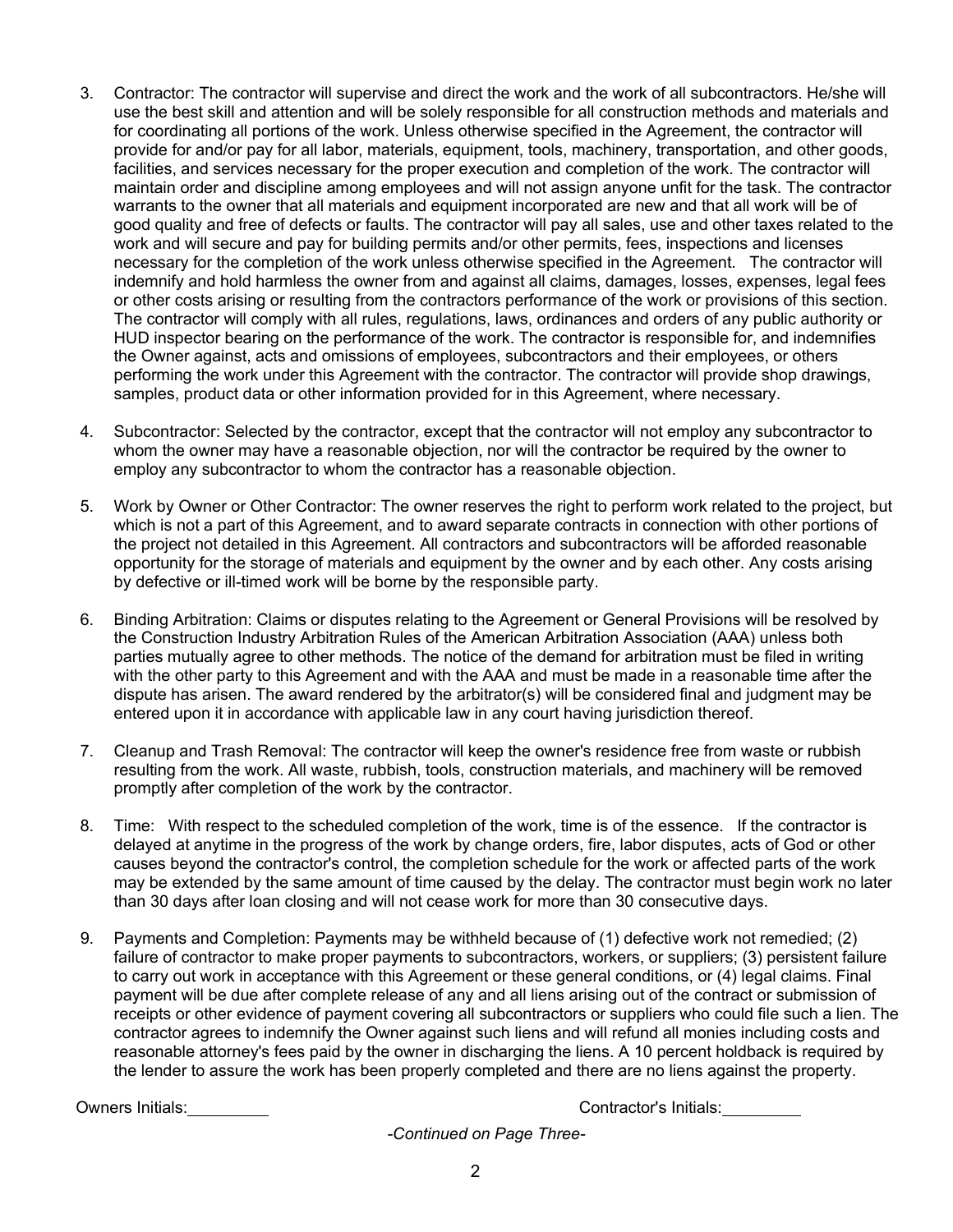3. Contractor: The contractor will supervise and direct the work and the work of all subcontractors. He/she will use the best skill and attention and will be solely responsible for all construction methods and materials and for coordinating all portions of the work. Unless otherwise specified in the Agreement, the contractor will provide for and/or pay for all labor, materials, equipment, tools, machinery, transportation, and other goods, facilities, and services necessary for the proper execution and completion of the work. The contractor will maintain order and discipline among employees and will not assign anyone unfit for the task. The contractor warrants to the owner that all materials and equipment incorporated are new and that all work will be of good quality and free of defects or faults. The contractor will pay all sales, use and other taxes related to the work and will secure and pay for building permits and/or other permits, fees, inspections and licenses necessary for the completion of the work unless otherwise specified in the Agreement. The contractor will indemnify and hold harmless the owner from and against all claims, damages, losses, expenses, legal fees or other costs arising or resulting from the contractors performance of the work or provisions of this section. The contractor will comply with all rules, regulations, laws, ordinances and orders of any public authority or HUD inspector bearing on the performance of the work. The contractor is responsible for, and indemnifies the Owner against, acts and omissions of employees, subcontractors and their employees, or others performing the work under this Agreement with the contractor. The contractor will provide shop drawings, samples, product data or other information provided for in this Agreement, where necessary.

4. Subcontractor: Selected by the contractor, except that the contractor will not employ any subcontractor to whom the owner may have a reasonable objection, nor will the contractor be required by the owner to employ any subcontractor to whom the contractor has a reasonable objection.

5. Work by Owner or Other Contractor: The owner reserves the right to perform work related to the project, but which is not a part of this Agreement, and to award separate contracts in connection with other portions of the project not detailed in this Agreement. All contractors and subcontractors will be afforded reasonable opportunity for the storage of materials and equipment by the owner and by each other. Any costs arising by defective or ill-timed work will be borne by the responsible party.

6. Binding Arbitration: Claims or disputes relating to the Agreement or General Provisions will be resolved by the Construction Industry Arbitration Rules of the American Arbitration Association (AAA) unless both parties mutually agree to other methods. The notice of the demand for arbitration must be filed in writing with the other party to this Agreement and with the AAA and must be made in a reasonable time after the dispute has arisen. The award rendered by the arbitrator(s) will be considered final and judgment may be entered upon it in accordance with applicable law in any court having jurisdiction thereof.

7. Cleanup and Trash Removal: The contractor will keep the owner's residence free from waste or rubbish resulting from the work. All waste, rubbish, tools, construction materials, and machinery will be removed promptly after completion of the work by the contractor.

8. Time: With respect to the scheduled completion of the work, time is of the essence. If the contractor is delayed at anytime in the progress of the work by change orders, fire, labor disputes, acts of God or other causes beyond the contractor's control, the completion schedule for the work or affected parts of the work may be extended by the same amount of time caused by the delay. The contractor must begin work no later than 30 days after loan closing and will not cease work for more than 30 consecutive days.

9. Payments and Completion: Payments may be withheld because of (1) defective work not remedied; (2) failure of contractor to make proper payments to subcontractors, workers, or suppliers; (3) persistent failure to carry out work in acceptance with this Agreement or these general conditions, or (4) legal claims. Final payment will be due after complete release of any and all liens arising out of the contract or submission of receipts or other evidence of payment covering all subcontractors or suppliers who could file such a lien. The contractor agrees to indemnify the Owner against such liens and will refund all monies including costs and reasonable attorney's fees paid by the owner in discharging the liens. A 10 percent holdback is required by the lender to assure the work has been properly completed and there are no liens against the property.

Owners Initials:\_\_\_\_\_\_\_\_\_ Contractor's Initials:\_\_\_\_\_\_\_\_\_

*-Continued on Page Three-*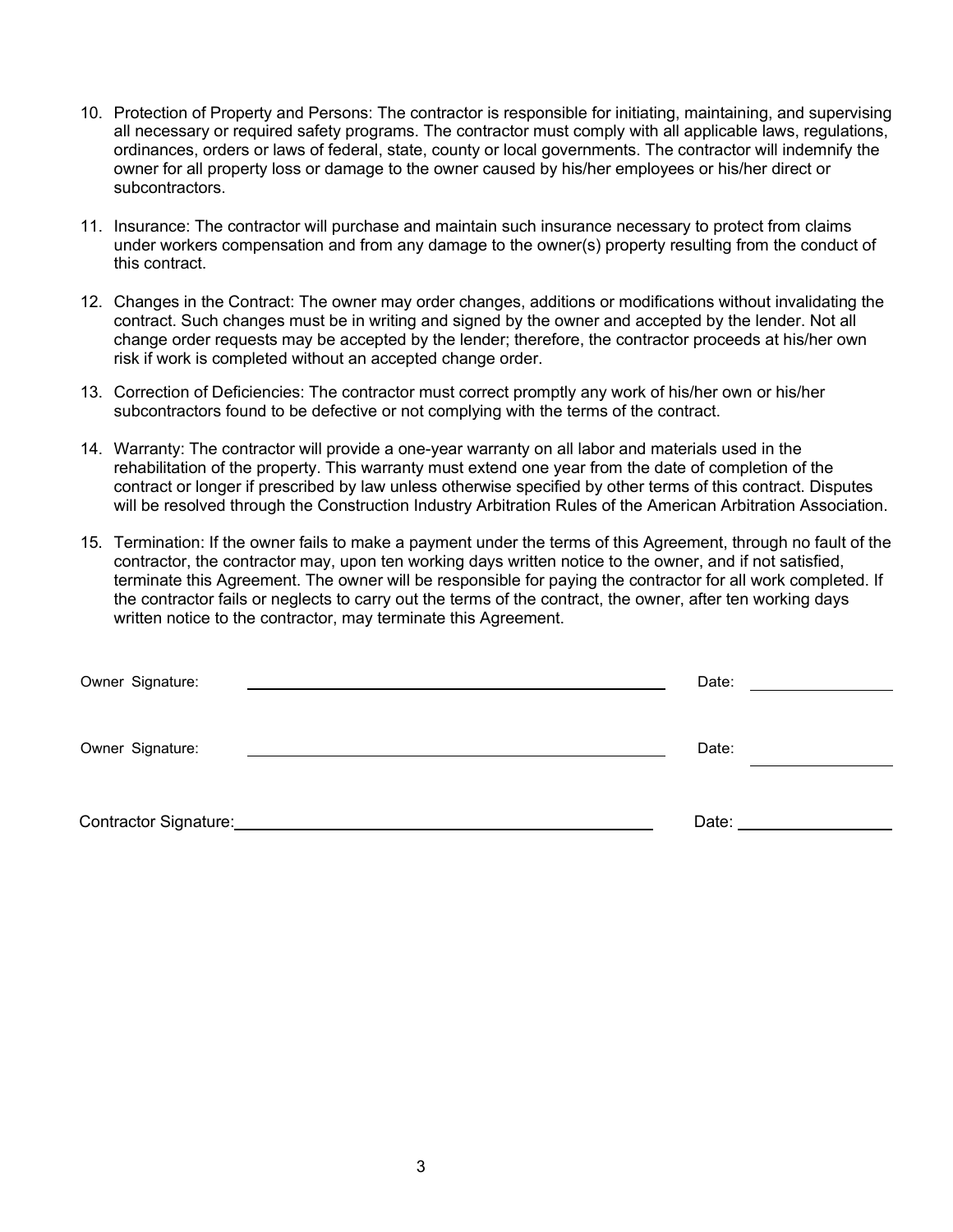10. Protection of Property and Persons: The contractor is responsible for initiating, maintaining, and supervising all necessary or required safety programs. The contractor must comply with all applicable laws, regulations, ordinances, orders or laws of federal, state, county or local governments. The contractor will indemnify the owner for all property loss or damage to the owner caused by his/her employees or his/her direct or subcontractors.

11. Insurance: The contractor will purchase and maintain such insurance necessary to protect from claims under workers compensation and from any damage to the owner(s) property resulting from the conduct of this contract.

12. Changes in the Contract: The owner may order changes, additions or modifications without invalidating the contract. Such changes must be in writing and signed by the owner and accepted by the lender. Not all change order requests may be accepted by the lender; therefore, the contractor proceeds at his/her own risk if work is completed without an accepted change order.

13. Correction of Deficiencies: The contractor must correct promptly any work of his/her own or his/her subcontractors found to be defective or not complying with the terms of the contract.

14. Warranty: The contractor will provide a one-year warranty on all labor and materials used in the rehabilitation of the property. This warranty must extend one year from the date of completion of the contract or longer if prescribed by law unless otherwise specified by other terms of this contract. Disputes will be resolved through the Construction Industry Arbitration Rules of the American Arbitration Association.

15. Termination: If the owner fails to make a payment under the terms of this Agreement, through no fault of the contractor, the contractor may, upon ten working days written notice to the owner, and if not satisfied, terminate this Agreement. The owner will be responsible for paying the contractor for all work completed. If the contractor fails or neglects to carry out the terms of the contract, the owner, after ten working days written notice to the contractor, may terminate this Agreement.

Owner Signature: ______________________________ Date: ______________

Owner Signature: ______________________________ Date: ______________

Contractor Signature: ______________________________ Date: ______________